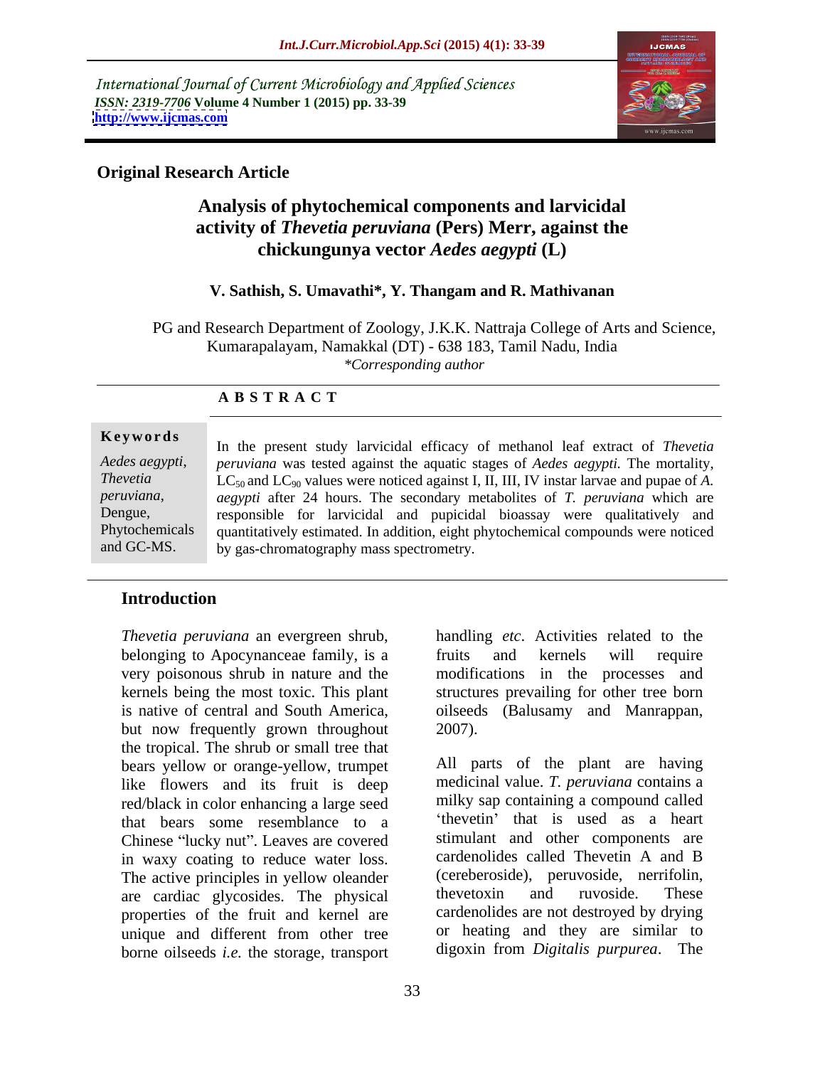International Journal of Current Microbiology and Applied Sciences
*ISSN: 2319-7706* **Volume 4 Number 1 (2015) pp. 33-39**
**http://www.ijcmas.com**

**Original Research Article**

# Analysis of phytochemical components and larvicidal activity of *Thevetia peruviana* (Pers) Merr, against the chickungunya vector *Aedes aegypti* (L)

**V. Sathish, S. Umavathi\*, Y. Thangam and R. Mathivanan**

PG and Research Department of Zoology, J.K.K. Nattraja College of Arts and Science, Kumarapalayam, Namakkal (DT) - 638 183, Tamil Nadu, India
*\*Corresponding author*

## ABSTRACT

**Keywords**

*Aedes aegypti*, *Thevetia peruviana*, Dengue, Phytochemicals and GC-MS.

In the present study larvicidal efficacy of methanol leaf extract of *Thevetia peruviana* was tested against the aquatic stages of *Aedes aegypti.* The mortality, $LC_{50}$ and $LC_{90}$ values were noticed against I, II, III, IV instar larvae and pupae of *A. aegypti* after 24 hours. The secondary metabolites of *T. peruviana* which are responsible for larvicidal and pupicidal bioassay were qualitatively and quantitatively estimated. In addition, eight phytochemical compounds were noticed by gas-chromatography mass spectrometry.

## Introduction

*Thevetia peruviana* an evergreen shrub, belonging to Apocynanceae family, is a very poisonous shrub in nature and the kernels being the most toxic. This plant is native of central and South America, but now frequently grown throughout the tropical. The shrub or small tree that bears yellow or orange-yellow, trumpet like flowers and its fruit is deep red/black in color enhancing a large seed that bears some resemblance to a Chinese "lucky nut". Leaves are covered in waxy coating to reduce water loss. The active principles in yellow oleander are cardiac glycosides. The physical properties of the fruit and kernel are unique and different from other tree borne oilseeds *i.e.* the storage, transport handling *etc*. Activities related to the fruits and kernels will require modifications in the processes and structures prevailing for other tree born oilseeds (Balusamy and Manrappan, 2007).

All parts of the plant are having medicinal value. *T. peruviana* contains a milky sap containing a compound called 'thevetin' that is used as a heart stimulant and other components are cardenolides called Thevetin A and B (cereberoside), peruvoside, nerrifolin, thevetoxin and ruvoside. These cardenolides are not destroyed by drying or heating and they are similar to digoxin from *Digitalis purpurea*. The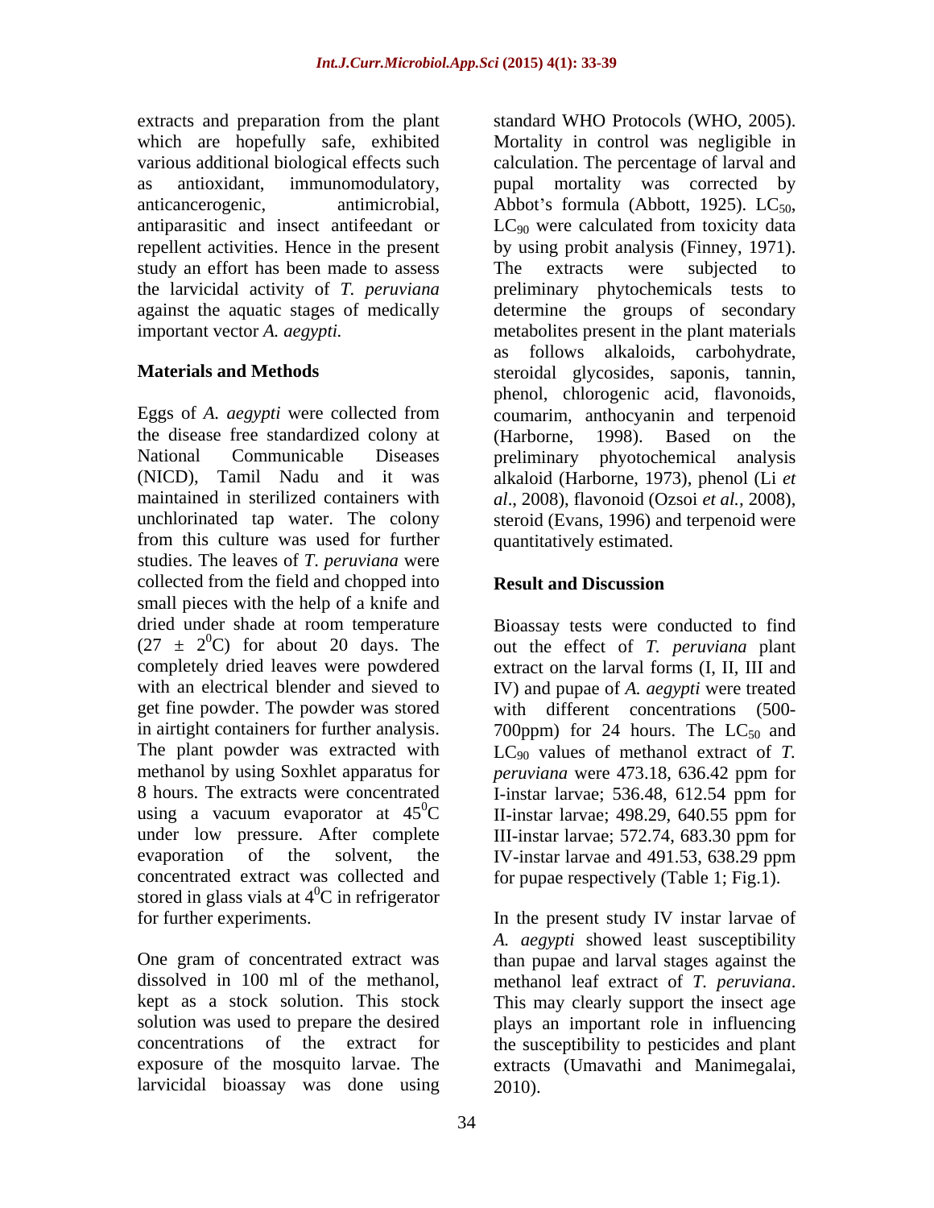extracts and preparation from the plant which are hopefully safe, exhibited various additional biological effects such as antioxidant, immunomodulatory, anticancerogenic, antimicrobial, antiparasitic and insect antifeedant or repellent activities. Hence in the present study an effort has been made to assess the larvicidal activity of *T. peruviana* against the aquatic stages of medically important vector *A. aegypti.*

## Materials and Methods

Eggs of *A. aegypti* were collected from the disease free standardized colony at National Communicable Diseases (NICD), Tamil Nadu and it was maintained in sterilized containers with unchlorinated tap water. The colony from this culture was used for further studies. The leaves of *T. peruviana* were collected from the field and chopped into small pieces with the help of a knife and dried under shade at room temperature ($27 \pm 2^0$C) for about 20 days. The completely dried leaves were powdered with an electrical blender and sieved to get fine powder. The powder was stored in airtight containers for further analysis. The plant powder was extracted with methanol by using Soxhlet apparatus for 8 hours. The extracts were concentrated using a vacuum evaporator at $45^0$C under low pressure. After complete evaporation of the solvent, the concentrated extract was collected and stored in glass vials at $4^0$C in refrigerator for further experiments.

One gram of concentrated extract was dissolved in 100 ml of the methanol, kept as a stock solution. This stock solution was used to prepare the desired concentrations of the extract for exposure of the mosquito larvae. The larvicidal bioassay was done using standard WHO Protocols (WHO, 2005). Mortality in control was negligible in calculation. The percentage of larval and pupal mortality was corrected by Abbot's formula (Abbott, 1925). $LC_{50}$, $LC_{90}$ were calculated from toxicity data by using probit analysis (Finney, 1971). The extracts were subjected to preliminary phytochemicals tests to determine the groups of secondary metabolites present in the plant materials as follows alkaloids, carbohydrate, steroidal glycosides, saponis, tannin, phenol, chlorogenic acid, flavonoids, coumarim, anthocyanin and terpenoid (Harborne, 1998). Based on the preliminary phyotochemical analysis alkaloid (Harborne, 1973), phenol (Li *et al*., 2008), flavonoid (Ozsoi *et al.*, 2008), steroid (Evans, 1996) and terpenoid were quantitatively estimated.

## Result and Discussion

Bioassay tests were conducted to find out the effect of *T. peruviana* plant extract on the larval forms (I, II, III and IV) and pupae of *A. aegypti* were treated with different concentrations (500-700ppm) for 24 hours. The $LC_{50}$ and $LC_{90}$ values of methanol extract of *T. peruviana* were 473.18, 636.42 ppm for I-instar larvae; 536.48, 612.54 ppm for II-instar larvae; 498.29, 640.55 ppm for III-instar larvae; 572.74, 683.30 ppm for IV-instar larvae and 491.53, 638.29 ppm for pupae respectively (Table 1; Fig.1).

In the present study IV instar larvae of *A. aegypti* showed least susceptibility than pupae and larval stages against the methanol leaf extract of *T. peruviana*. This may clearly support the insect age plays an important role in influencing the susceptibility to pesticides and plant extracts (Umavathi and Manimegalai, 2010).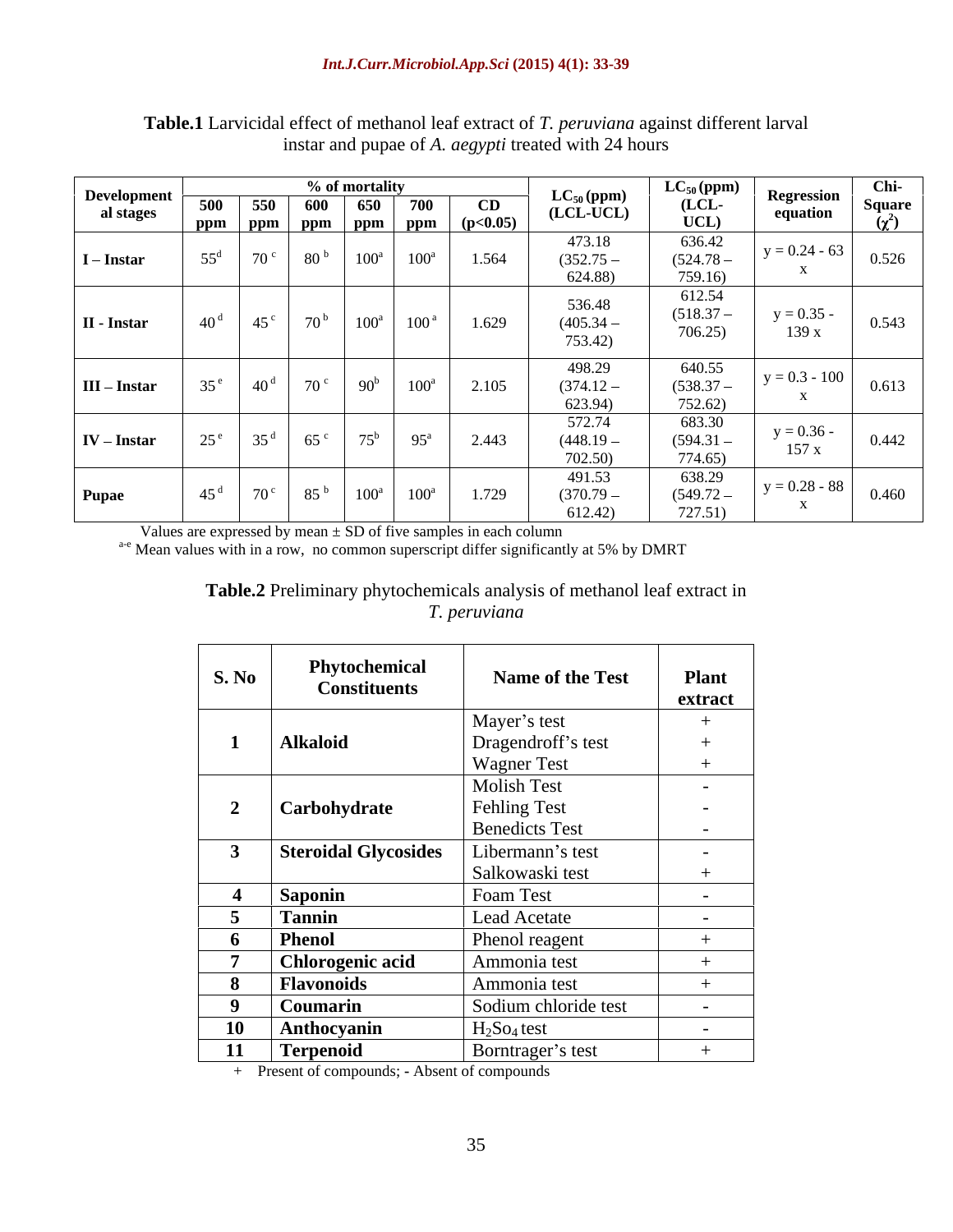**Table.1** Larvicidal effect of methanol leaf extract of *T. peruviana* against different larval instar and pupae of *A. aegypti* treated with 24 hours

| Developmental stages | % of mortality | | | | | | $LC_{50}$ (ppm) (LCL-UCL) | $LC_{50}$ (ppm) (LCL-UCL) | Regression equation | Chi-Square ($\chi^2$) |
|---|---|---|---|---|---|---|---|---|---|---|
| | 500 ppm | 550 ppm | 600 ppm | 650 ppm | 700 ppm | CD (p<0.05) | | | | |
| I – Instar | 55[d] | 70[c] | 80[b] | 100[a] | 100[a] | 1.564 | 473.18 (352.75 – 624.88) | 636.42 (524.78 – 759.16) | y = 0.24 - 63 x | 0.526 |
| II - Instar | 40[d] | 45[c] | 70[b] | 100[a] | 100[a] | 1.629 | 536.48 (405.34 – 753.42) | 612.54 (518.37 – 706.25) | y = 0.35 - 139 x | 0.543 |
| III – Instar | 35[e] | 40[d] | 70[c] | 90[b] | 100[a] | 2.105 | 498.29 (374.12 – 623.94) | 640.55 (538.37 – 752.62) | y = 0.3 - 100 x | 0.613 |
| IV – Instar | 25[e] | 35[d] | 65[c] | 75[b] | 95[a] | 2.443 | 572.74 (448.19 – 702.50) | 683.30 (594.31 – 774.65) | y = 0.36 - 157 x | 0.442 |
| Pupae | 45[d] | 70[c] | 85[b] | 100[a] | 100[a] | 1.729 | 491.53 (370.79 – 612.42) | 638.29 (549.72 – 727.51) | y = 0.28 - 88 x | 0.460 |

Values are expressed by mean ± SD of five samples in each column

[a-e] Mean values with in a row, no common superscript differ significantly at 5% by DMRT

**Table.2** Preliminary phytochemicals analysis of methanol leaf extract in *T. peruviana*

| S. No | Phytochemical Constituents | Name of the Test | Plant extract |
|---|---|---|---|
| 1 | Alkaloid | Mayer's test | + |
| | | Dragendroff's test | + |
| | | Wagner Test | + |
| 2 | Carbohydrate | Molish Test | - |
| | | Fehling Test | - |
| | | Benedicts Test | - |
| 3 | Steroidal Glycosides | Libermann's test | - |
| | | Salkowaski test | + |
| 4 | Saponin | Foam Test | - |
| 5 | Tannin | Lead Acetate | - |
| 6 | Phenol | Phenol reagent | + |
| 7 | Chlorogenic acid | Ammonia test | + |
| 8 | Flavonoids | Ammonia test | + |
| 9 | Coumarin | Sodium chloride test | - |
| 10 | Anthocyanin | $H_2So_4$ test | - |
| 11 | Terpenoid | Borntrager's test | + |

\+ Present of compounds; - Absent of compounds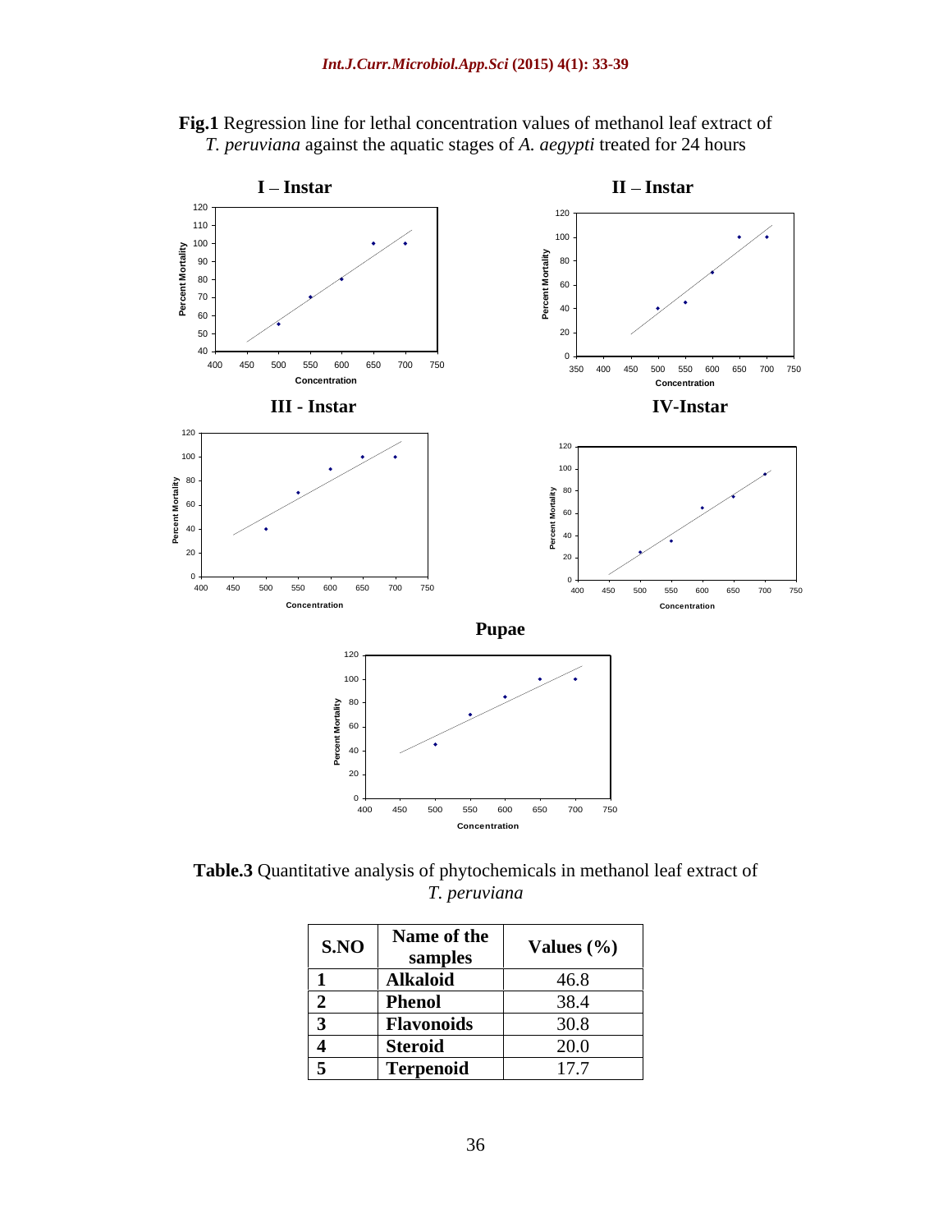**Fig.1** Regression line for lethal concentration values of methanol leaf extract of *T. peruviana* against the aquatic stages of *A. aegypti* treated for 24 hours

**Table.3** Quantitative analysis of phytochemicals in methanol leaf extract of *T. peruviana*

| S.NO | Name of the samples | Values (%) |
|---|---|---|
| 1 | Alkaloid | 46.8 |
| 2 | Phenol | 38.4 |
| 3 | Flavonoids | 30.8 |
| 4 | Steroid | 20.0 |
| 5 | Terpenoid | 17.7 |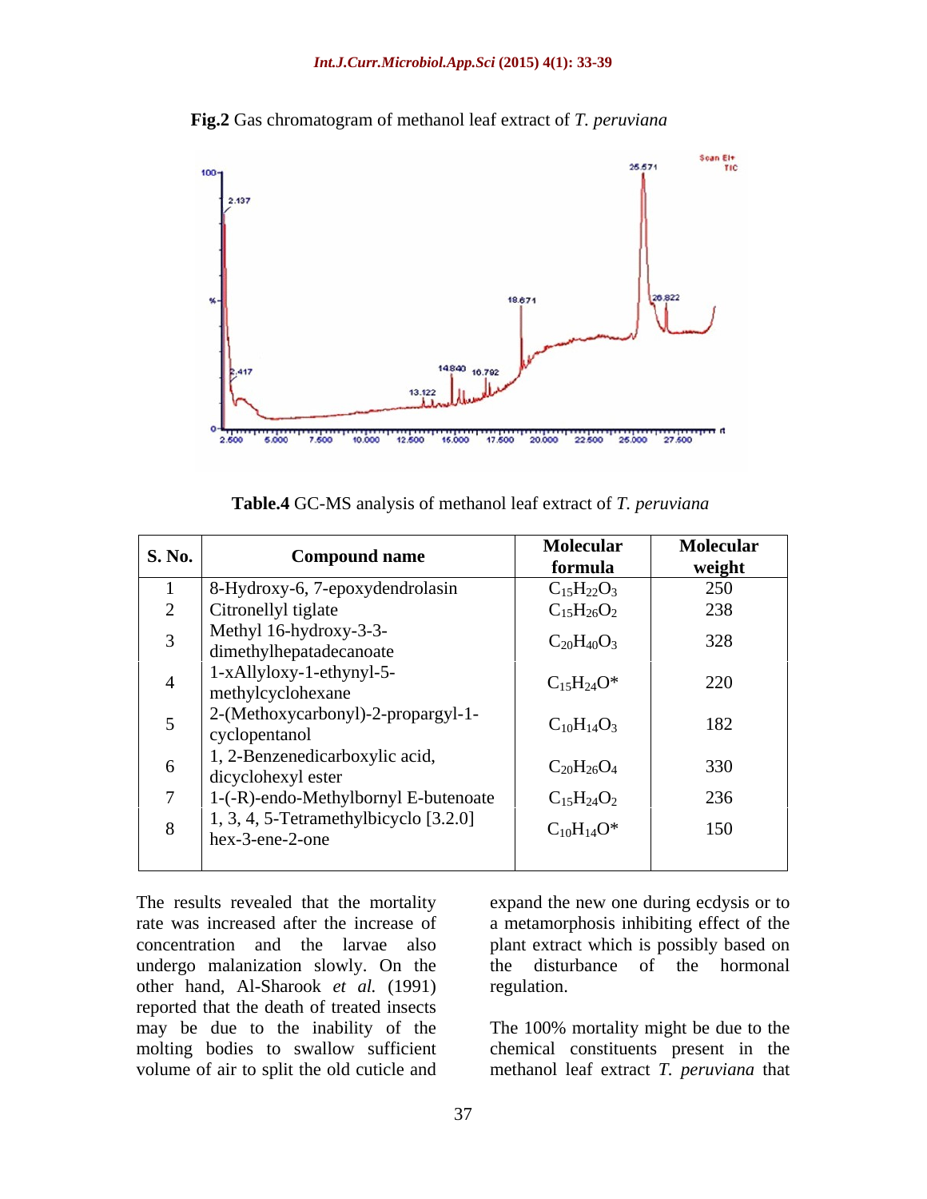**Fig.2** Gas chromatogram of methanol leaf extract of *T. peruviana*

**Table.4** GC-MS analysis of methanol leaf extract of *T. peruviana*

| S. No. | Compound name | Molecular formula | Molecular weight |
|---|---|---|---|
| 1 | 8-Hydroxy-6, 7-epoxydendrolasin | $C_{15}H_{22}O_3$ | 250 |
| 2 | Citronellyl tiglate | $C_{15}H_{26}O_2$ | 238 |
| 3 | Methyl 16-hydroxy-3-3-dimethylhepatadecanoate | $C_{20}H_{40}O_3$ | 328 |
| 4 | 1-xAllyloxy-1-ethynyl-5-methylcyclohexane | $C_{15}H_{24}O$* | 220 |
| 5 | 2-(Methoxycarbonyl)-2-propargyl-1-cyclopentanol | $C_{10}H_{14}O_3$ | 182 |
| 6 | 1, 2-Benzenedicarboxylic acid, dicyclohexyl ester | $C_{20}H_{26}O_4$ | 330 |
| 7 | 1-(-R)-endo-Methylbornyl E-butenoate | $C_{15}H_{24}O_2$ | 236 |
| 8 | 1, 3, 4, 5-Tetramethylbicyclo [3.2.0] hex-3-ene-2-one | $C_{10}H_{14}O$* | 150 |

The results revealed that the mortality rate was increased after the increase of concentration and the larvae also undergo malanization slowly. On the other hand, Al-Sharook *et al.* (1991) reported that the death of treated insects may be due to the inability of the molting bodies to swallow sufficient volume of air to split the old cuticle and expand the new one during ecdysis or to a metamorphosis inhibiting effect of the plant extract which is possibly based on the disturbance of the hormonal regulation.

The 100% mortality might be due to the chemical constituents present in the methanol leaf extract *T. peruviana* that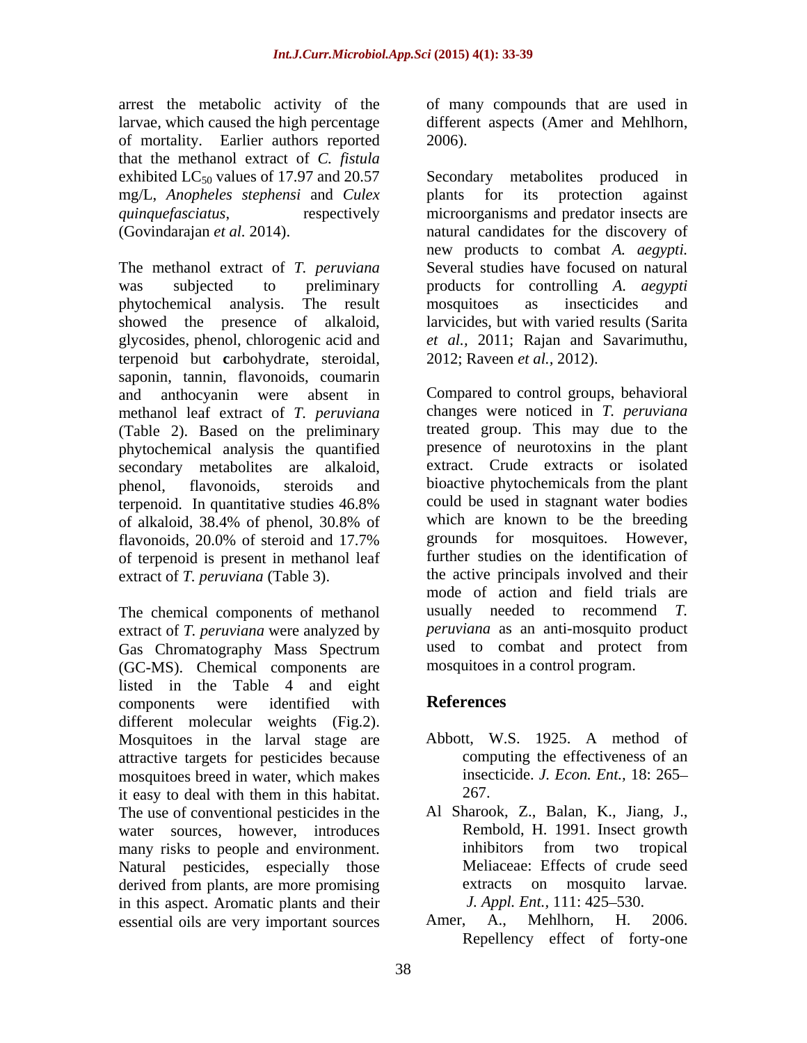arrest the metabolic activity of the larvae, which caused the high percentage of mortality. Earlier authors reported that the methanol extract of *C. fistula* exhibited $LC_{50}$ values of 17.97 and 20.57 mg/L, *Anopheles stephensi* and *Culex quinquefasciatus*, respectively (Govindarajan *et al.* 2014).

The methanol extract of *T. peruviana* was subjected to preliminary phytochemical analysis. The result showed the presence of alkaloid, glycosides, phenol, chlorogenic acid and terpenoid but **c**arbohydrate, steroidal, saponin, tannin, flavonoids, coumarin and anthocyanin were absent in methanol leaf extract of *T. peruviana* (Table 2). Based on the preliminary phytochemical analysis the quantified secondary metabolites are alkaloid, phenol, flavonoids, steroids and terpenoid. In quantitative studies 46.8% of alkaloid, 38.4% of phenol, 30.8% of flavonoids, 20.0% of steroid and 17.7% of terpenoid is present in methanol leaf extract of *T. peruviana* (Table 3).

The chemical components of methanol extract of *T. peruviana* were analyzed by Gas Chromatography Mass Spectrum (GC-MS). Chemical components are listed in the Table 4 and eight components were identified with different molecular weights (Fig.2). Mosquitoes in the larval stage are attractive targets for pesticides because mosquitoes breed in water, which makes it easy to deal with them in this habitat. The use of conventional pesticides in the water sources, however, introduces many risks to people and environment. Natural pesticides, especially those derived from plants, are more promising in this aspect. Aromatic plants and their essential oils are very important sources of many compounds that are used in different aspects (Amer and Mehlhorn, 2006).

Secondary metabolites produced in plants for its protection against microorganisms and predator insects are natural candidates for the discovery of new products to combat *A. aegypti.* Several studies have focused on natural products for controlling *A. aegypti* mosquitoes as insecticides and larvicides, but with varied results (Sarita *et al.*, 2011; Rajan and Savarimuthu, 2012; Raveen *et al.*, 2012).

Compared to control groups, behavioral changes were noticed in *T. peruviana* treated group. This may due to the presence of neurotoxins in the plant extract. Crude extracts or isolated bioactive phytochemicals from the plant could be used in stagnant water bodies which are known to be the breeding grounds for mosquitoes. However, further studies on the identification of the active principals involved and their mode of action and field trials are usually needed to recommend *T. peruviana* as an anti-mosquito product used to combat and protect from mosquitoes in a control program.

## References

Abbott, W.S. 1925. A method of computing the effectiveness of an insecticide. *J. Econ. Ent.,* 18: 265–267.

Al Sharook, Z., Balan, K., Jiang, J., Rembold, H. 1991. Insect growth inhibitors from two tropical Meliaceae: Effects of crude seed extracts on mosquito larvae. *J. Appl. Ent.*, 111: 425–530.

Amer, A., Mehlhorn, H. 2006. Repellency effect of forty-one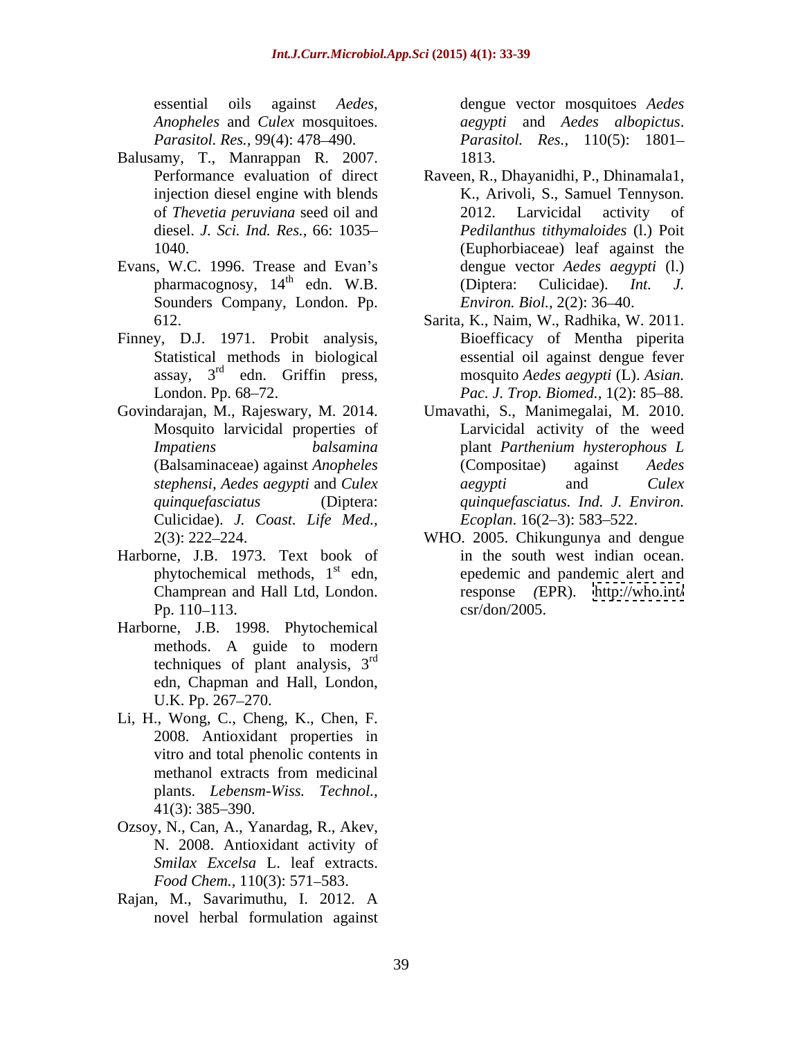essential oils against *Aedes*, *Anopheles* and *Culex* mosquitoes. *Parasitol. Res.,* 99(4): 478–490.

Balusamy, T., Manrappan R. 2007. Performance evaluation of direct injection diesel engine with blends of *Thevetia peruviana* seed oil and diesel. *J. Sci. Ind. Res.,* 66: 1035–1040.

Evans, W.C. 1996. Trease and Evan's pharmacognosy, 14th edn. W.B. Sounders Company, London. Pp. 612.

Finney, D.J. 1971. Probit analysis, Statistical methods in biological assay, 3rd edn. Griffin press, London. Pp. 68–72.

Govindarajan, M., Rajeswary, M. 2014. Mosquito larvicidal properties of *Impatiens balsamina* (Balsaminaceae) against *Anopheles stephensi*, *Aedes aegypti* and *Culex quinquefasciatus* (Diptera: Culicidae). *J. Coast. Life Med.,* 2(3): 222–224.

Harborne, J.B. 1973. Text book of phytochemical methods, 1st edn, Champrean and Hall Ltd, London. Pp. 110–113.

Harborne, J.B. 1998. Phytochemical methods. A guide to modern techniques of plant analysis, 3rd edn, Chapman and Hall, London, U.K. Pp. 267–270.

Li, H., Wong, C., Cheng, K., Chen, F. 2008. Antioxidant properties in vitro and total phenolic contents in methanol extracts from medicinal plants. *Lebensm-Wiss. Technol.,* 41(3): 385–390.

Ozsoy, N., Can, A., Yanardag, R., Akev, N. 2008. Antioxidant activity of *Smilax Excelsa* L. leaf extracts. *Food Chem.,* 110(3): 571–583.

Rajan, M., Savarimuthu, I. 2012. A novel herbal formulation against dengue vector mosquitoes *Aedes aegypti* and *Aedes albopictus*. *Parasitol. Res.,* 110(5): 1801–1813.

Raveen, R., Dhayanidhi, P., Dhinamala1, K., Arivoli, S., Samuel Tennyson. 2012. Larvicidal activity of *Pedilanthus tithymaloides* (l.) Poit (Euphorbiaceae) leaf against the dengue vector *Aedes aegypti* (l.) (Diptera: Culicidae). *Int. J. Environ. Biol.,* 2(2): 36–40.

Sarita, K., Naim, W., Radhika, W. 2011. Bioefficacy of Mentha piperita essential oil against dengue fever mosquito *Aedes aegypti* (L). *Asian. Pac. J. Trop. Biomed.,* 1(2): 85–88.

Umavathi, S., Manimegalai, M. 2010. Larvicidal activity of the weed plant *Parthenium hysterophous L* (Compositae) against *Aedes aegypti* and *Culex quinquefasciatus. Ind. J. Environ. Ecoplan.* 16(2–3): 583–522.

WHO. 2005. Chikungunya and dengue in the south west indian ocean. epedemic and pandemic alert and response (EPR). http://who.int/csr/don/2005.